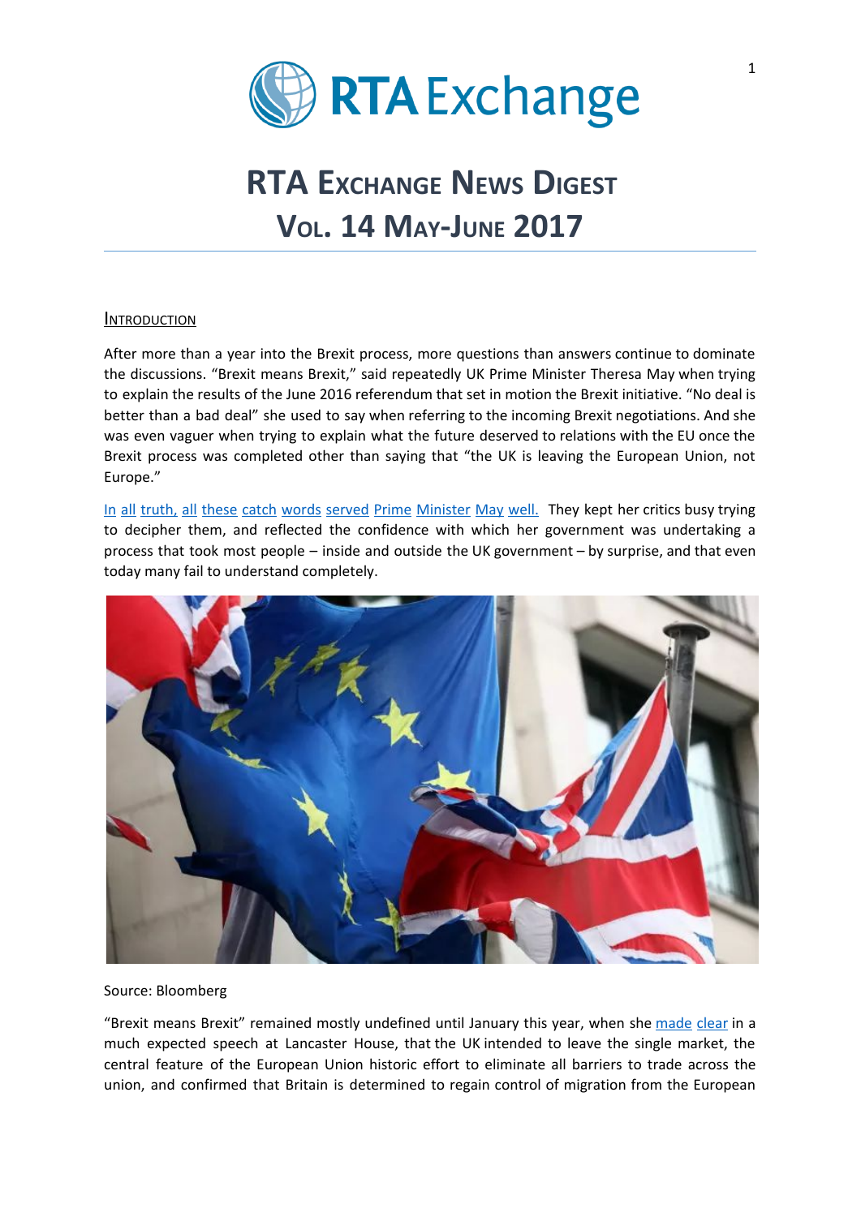# RTA Exchange News Digest
## Vol. 14 May-June 2017

### Introduction

After more than a year into the Brexit process, more questions than answers continue to dominate the discussions. "Brexit means Brexit," said repeatedly UK Prime Minister Theresa May when trying to explain the results of the June 2016 referendum that set in motion the Brexit initiative. "No deal is better than a bad deal" she used to say when referring to the incoming Brexit negotiations. And she was even vaguer when trying to explain what the future deserved to relations with the EU once the Brexit process was completed other than saying that "the UK is leaving the European Union, not Europe."

In all truth, all these catch words served Prime Minister May well. They kept her critics busy trying to decipher them, and reflected the confidence with which her government was undertaking a process that took most people – inside and outside the UK government – by surprise, and that even today many fail to understand completely.

Source: Bloomberg

"Brexit means Brexit" remained mostly undefined until January this year, when she made clear in a much expected speech at Lancaster House, that the UK intended to leave the single market, the central feature of the European Union historic effort to eliminate all barriers to trade across the union, and confirmed that Britain is determined to regain control of migration from the European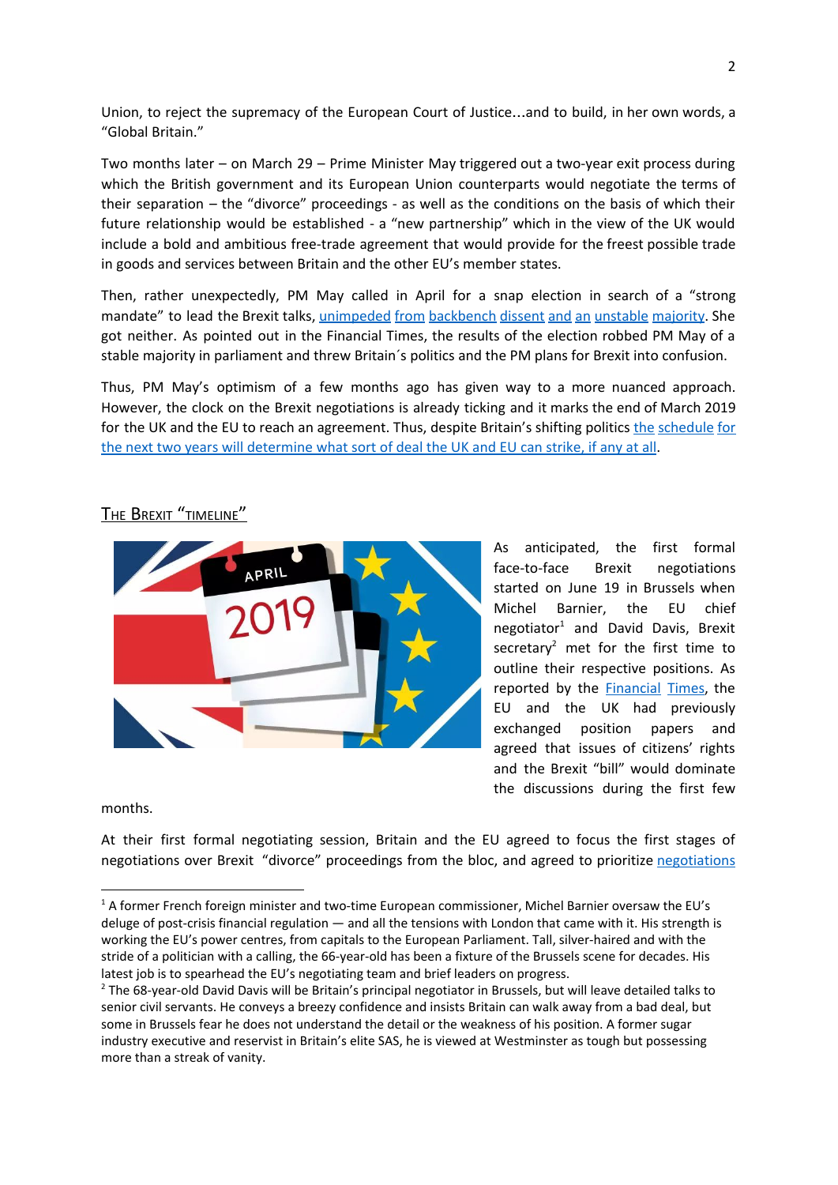Union, to reject the supremacy of the European Court of Justice…and to build, in her own words, a "Global Britain."

Two months later – on March 29 – Prime Minister May triggered out a two-year exit process during which the British government and its European Union counterparts would negotiate the terms of their separation – the "divorce" proceedings - as well as the conditions on the basis of which their future relationship would be established - a "new partnership" which in the view of the UK would include a bold and ambitious free-trade agreement that would provide for the freest possible trade in goods and services between Britain and the other EU's member states.

Then, rather unexpectedly, PM May called in April for a snap election in search of a "strong mandate" to lead the Brexit talks, unimpeded from backbench dissent and an unstable majority. She got neither. As pointed out in the Financial Times, the results of the election robbed PM May of a stable majority in parliament and threw Britain´s politics and the PM plans for Brexit into confusion.

Thus, PM May's optimism of a few months ago has given way to a more nuanced approach. However, the clock on the Brexit negotiations is already ticking and it marks the end of March 2019 for the UK and the EU to reach an agreement. Thus, despite Britain's shifting politics the schedule for the next two years will determine what sort of deal the UK and EU can strike, if any at all.

## The Brexit "timeline"

As anticipated, the first formal face-to-face Brexit negotiations started on June 19 in Brussels when Michel Barnier, the EU chief negotiator[1] and David Davis, Brexit secretary[2] met for the first time to outline their respective positions. As reported by the Financial Times, the EU and the UK had previously exchanged position papers and agreed that issues of citizens' rights and the Brexit "bill" would dominate the discussions during the first few months.

At their first formal negotiating session, Britain and the EU agreed to focus the first stages of negotiations over Brexit "divorce" proceedings from the bloc, and agreed to prioritize negotiations

[1] A former French foreign minister and two-time European commissioner, Michel Barnier oversaw the EU's deluge of post-crisis financial regulation — and all the tensions with London that came with it. His strength is working the EU's power centres, from capitals to the European Parliament. Tall, silver-haired and with the stride of a politician with a calling, the 66-year-old has been a fixture of the Brussels scene for decades. His latest job is to spearhead the EU's negotiating team and brief leaders on progress.

[2] The 68-year-old David Davis will be Britain's principal negotiator in Brussels, but will leave detailed talks to senior civil servants. He conveys a breezy confidence and insists Britain can walk away from a bad deal, but some in Brussels fear he does not understand the detail or the weakness of his position. A former sugar industry executive and reservist in Britain's elite SAS, he is viewed at Westminster as tough but possessing more than a streak of vanity.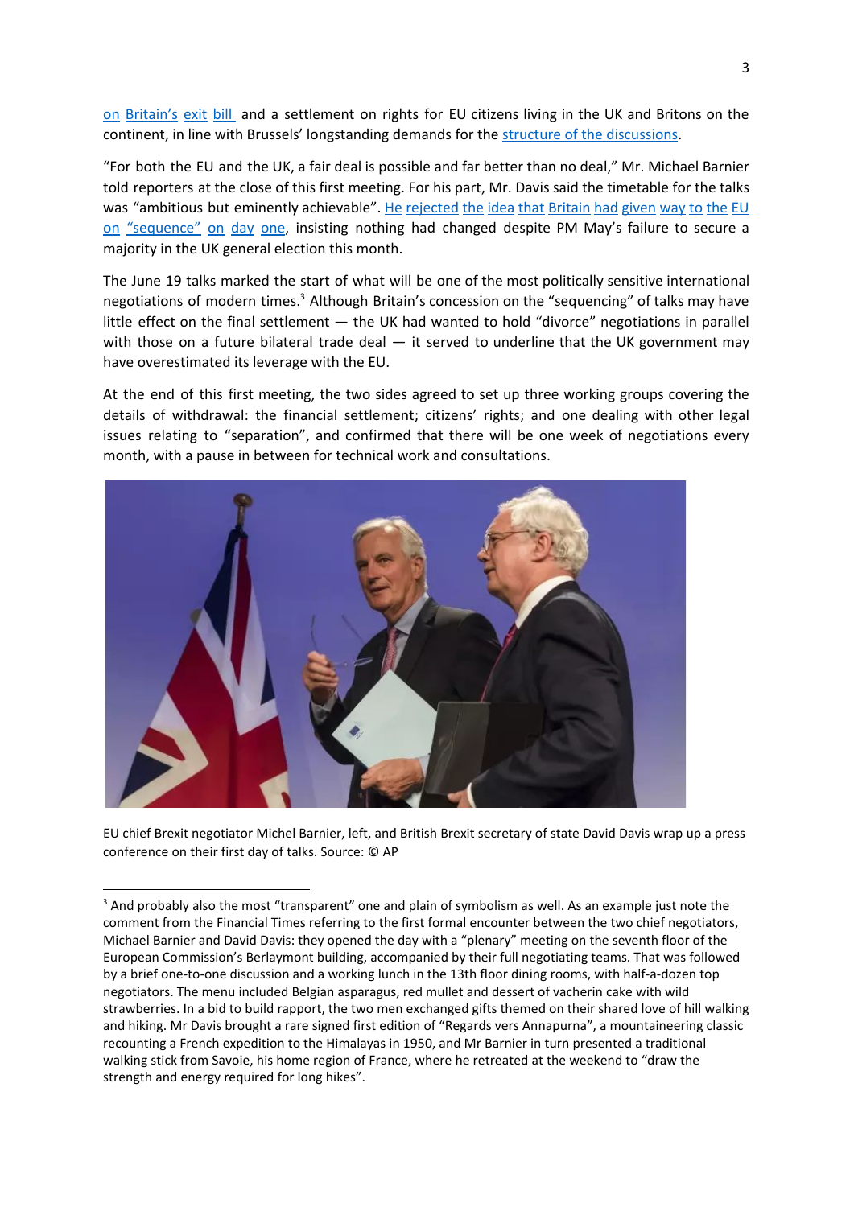on Britain's exit bill and a settlement on rights for EU citizens living in the UK and Britons on the continent, in line with Brussels' longstanding demands for the structure of the discussions.

"For both the EU and the UK, a fair deal is possible and far better than no deal," Mr. Michael Barnier told reporters at the close of this first meeting. For his part, Mr. Davis said the timetable for the talks was "ambitious but eminently achievable". He rejected the idea that Britain had given way to the EU on "sequence" on day one, insisting nothing had changed despite PM May's failure to secure a majority in the UK general election this month.

The June 19 talks marked the start of what will be one of the most politically sensitive international negotiations of modern times.[3] Although Britain's concession on the "sequencing" of talks may have little effect on the final settlement — the UK had wanted to hold "divorce" negotiations in parallel with those on a future bilateral trade deal — it served to underline that the UK government may have overestimated its leverage with the EU.

At the end of this first meeting, the two sides agreed to set up three working groups covering the details of withdrawal: the financial settlement; citizens' rights; and one dealing with other legal issues relating to "separation", and confirmed that there will be one week of negotiations every month, with a pause in between for technical work and consultations.

EU chief Brexit negotiator Michel Barnier, left, and British Brexit secretary of state David Davis wrap up a press conference on their first day of talks. Source: © AP

[3] And probably also the most "transparent" one and plain of symbolism as well. As an example just note the comment from the Financial Times referring to the first formal encounter between the two chief negotiators, Michael Barnier and David Davis: they opened the day with a "plenary" meeting on the seventh floor of the European Commission's Berlaymont building, accompanied by their full negotiating teams. That was followed by a brief one-to-one discussion and a working lunch in the 13th floor dining rooms, with half-a-dozen top negotiators. The menu included Belgian asparagus, red mullet and dessert of vacherin cake with wild strawberries. In a bid to build rapport, the two men exchanged gifts themed on their shared love of hill walking and hiking. Mr Davis brought a rare signed first edition of "Regards vers Annapurna", a mountaineering classic recounting a French expedition to the Himalayas in 1950, and Mr Barnier in turn presented a traditional walking stick from Savoie, his home region of France, where he retreated at the weekend to "draw the strength and energy required for long hikes".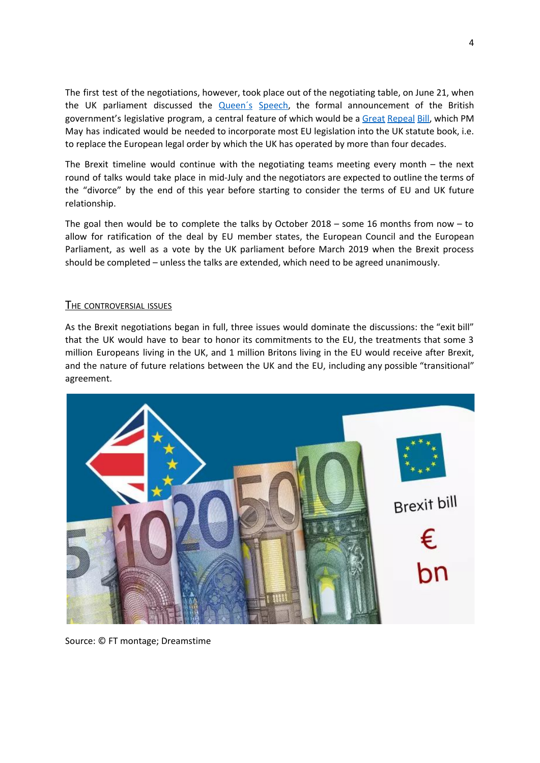The first test of the negotiations, however, took place out of the negotiating table, on June 21, when the UK parliament discussed the Queen´s Speech, the formal announcement of the British government's legislative program, a central feature of which would be a Great Repeal Bill, which PM May has indicated would be needed to incorporate most EU legislation into the UK statute book, i.e. to replace the European legal order by which the UK has operated by more than four decades.

The Brexit timeline would continue with the negotiating teams meeting every month – the next round of talks would take place in mid-July and the negotiators are expected to outline the terms of the "divorce" by the end of this year before starting to consider the terms of EU and UK future relationship.

The goal then would be to complete the talks by October 2018 – some 16 months from now – to allow for ratification of the deal by EU member states, the European Council and the European Parliament, as well as a vote by the UK parliament before March 2019 when the Brexit process should be completed – unless the talks are extended, which need to be agreed unanimously.

## THE CONTROVERSIAL ISSUES

As the Brexit negotiations began in full, three issues would dominate the discussions: the "exit bill" that the UK would have to bear to honor its commitments to the EU, the treatments that some 3 million Europeans living in the UK, and 1 million Britons living in the EU would receive after Brexit, and the nature of future relations between the UK and the EU, including any possible "transitional" agreement.

Source: © FT montage; Dreamstime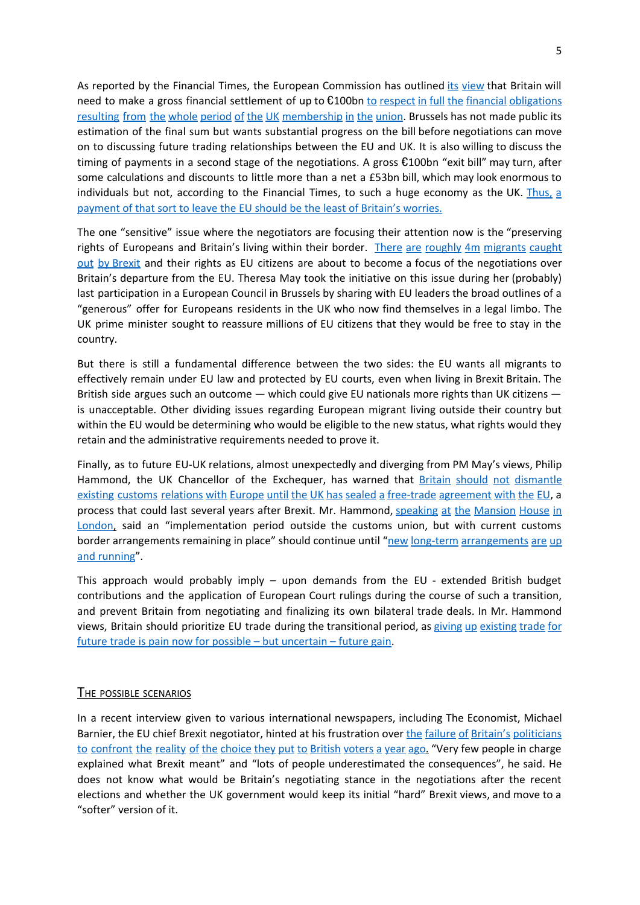As reported by the Financial Times, the European Commission has outlined its view that Britain will need to make a gross financial settlement of up to €100bn to respect in full the financial obligations resulting from the whole period of the UK membership in the union. Brussels has not made public its estimation of the final sum but wants substantial progress on the bill before negotiations can move on to discussing future trading relationships between the EU and UK. It is also willing to discuss the timing of payments in a second stage of the negotiations. A gross €100bn "exit bill" may turn, after some calculations and discounts to little more than a net a £53bn bill, which may look enormous to individuals but not, according to the Financial Times, to such a huge economy as the UK. Thus, a payment of that sort to leave the EU should be the least of Britain's worries.

The one "sensitive" issue where the negotiators are focusing their attention now is the "preserving rights of Europeans and Britain's living within their border. There are roughly 4m migrants caught out by Brexit and their rights as EU citizens are about to become a focus of the negotiations over Britain's departure from the EU. Theresa May took the initiative on this issue during her (probably) last participation in a European Council in Brussels by sharing with EU leaders the broad outlines of a "generous" offer for Europeans residents in the UK who now find themselves in a legal limbo. The UK prime minister sought to reassure millions of EU citizens that they would be free to stay in the country.

But there is still a fundamental difference between the two sides: the EU wants all migrants to effectively remain under EU law and protected by EU courts, even when living in Brexit Britain. The British side argues such an outcome — which could give EU nationals more rights than UK citizens — is unacceptable. Other dividing issues regarding European migrant living outside their country but within the EU would be determining who would be eligible to the new status, what rights would they retain and the administrative requirements needed to prove it.

Finally, as to future EU-UK relations, almost unexpectedly and diverging from PM May's views, Philip Hammond, the UK Chancellor of the Exchequer, has warned that Britain should not dismantle existing customs relations with Europe until the UK has sealed a free-trade agreement with the EU, a process that could last several years after Brexit. Mr. Hammond, speaking at the Mansion House in London, said an "implementation period outside the customs union, but with current customs border arrangements remaining in place" should continue until "new long-term arrangements are up and running".

This approach would probably imply – upon demands from the EU - extended British budget contributions and the application of European Court rulings during the course of such a transition, and prevent Britain from negotiating and finalizing its own bilateral trade deals. In Mr. Hammond views, Britain should prioritize EU trade during the transitional period, as giving up existing trade for future trade is pain now for possible – but uncertain – future gain.

## The possible scenarios

In a recent interview given to various international newspapers, including The Economist, Michael Barnier, the EU chief Brexit negotiator, hinted at his frustration over the failure of Britain's politicians to confront the reality of the choice they put to British voters a year ago. "Very few people in charge explained what Brexit meant" and "lots of people underestimated the consequences", he said. He does not know what would be Britain's negotiating stance in the negotiations after the recent elections and whether the UK government would keep its initial "hard" Brexit views, and move to a "softer" version of it.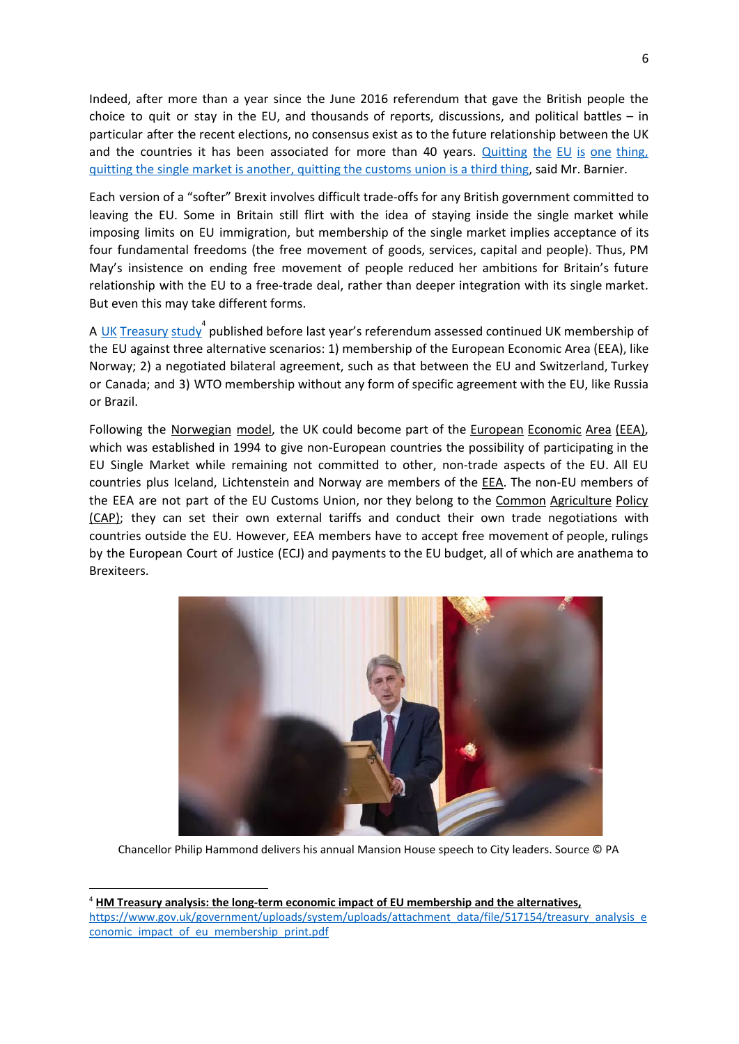Indeed, after more than a year since the June 2016 referendum that gave the British people the choice to quit or stay in the EU, and thousands of reports, discussions, and political battles – in particular after the recent elections, no consensus exist as to the future relationship between the UK and the countries it has been associated for more than 40 years. Quitting the EU is one thing, quitting the single market is another, quitting the customs union is a third thing, said Mr. Barnier.

Each version of a "softer" Brexit involves difficult trade-offs for any British government committed to leaving the EU. Some in Britain still flirt with the idea of staying inside the single market while imposing limits on EU immigration, but membership of the single market implies acceptance of its four fundamental freedoms (the free movement of goods, services, capital and people). Thus, PM May's insistence on ending free movement of people reduced her ambitions for Britain's future relationship with the EU to a free-trade deal, rather than deeper integration with its single market. But even this may take different forms.

A UK Treasury study[4] published before last year's referendum assessed continued UK membership of the EU against three alternative scenarios: 1) membership of the European Economic Area (EEA), like Norway; 2) a negotiated bilateral agreement, such as that between the EU and Switzerland, Turkey or Canada; and 3) WTO membership without any form of specific agreement with the EU, like Russia or Brazil.

Following the Norwegian model, the UK could become part of the European Economic Area (EEA), which was established in 1994 to give non-European countries the possibility of participating in the EU Single Market while remaining not committed to other, non-trade aspects of the EU. All EU countries plus Iceland, Lichtenstein and Norway are members of the EEA. The non-EU members of the EEA are not part of the EU Customs Union, nor they belong to the Common Agriculture Policy (CAP); they can set their own external tariffs and conduct their own trade negotiations with countries outside the EU. However, EEA members have to accept free movement of people, rulings by the European Court of Justice (ECJ) and payments to the EU budget, all of which are anathema to Brexiteers.

Chancellor Philip Hammond delivers his annual Mansion House speech to City leaders. Source © PA

[4] **HM Treasury analysis: the long-term economic impact of EU membership and the alternatives,** https://www.gov.uk/government/uploads/system/uploads/attachment_data/file/517154/treasury_analysis_economic_impact_of_eu_membership_print.pdf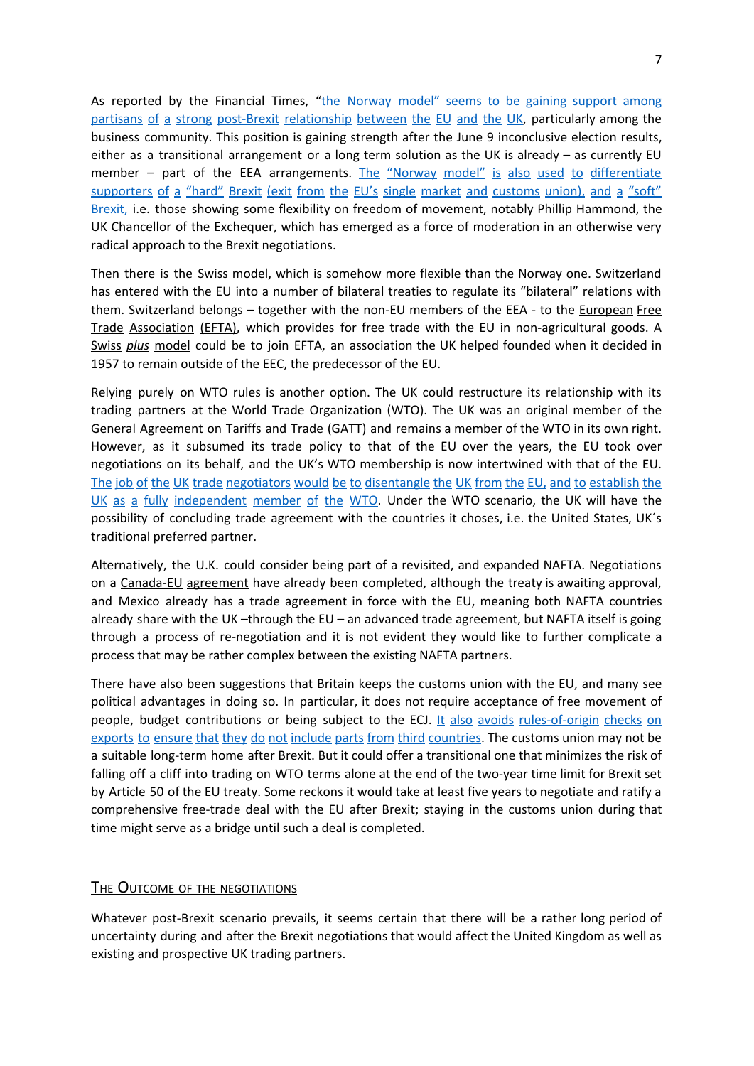As reported by the Financial Times, "the Norway model" seems to be gaining support among partisans of a strong post-Brexit relationship between the EU and the UK, particularly among the business community. This position is gaining strength after the June 9 inconclusive election results, either as a transitional arrangement or a long term solution as the UK is already – as currently EU member – part of the EEA arrangements. The "Norway model" is also used to differentiate supporters of a "hard" Brexit (exit from the EU's single market and customs union), and a "soft" Brexit, i.e. those showing some flexibility on freedom of movement, notably Phillip Hammond, the UK Chancellor of the Exchequer, which has emerged as a force of moderation in an otherwise very radical approach to the Brexit negotiations.

Then there is the Swiss model, which is somehow more flexible than the Norway one. Switzerland has entered with the EU into a number of bilateral treaties to regulate its "bilateral" relations with them. Switzerland belongs – together with the non-EU members of the EEA - to the European Free Trade Association (EFTA), which provides for free trade with the EU in non-agricultural goods. A Swiss ***plus*** model could be to join EFTA, an association the UK helped founded when it decided in 1957 to remain outside of the EEC, the predecessor of the EU.

Relying purely on WTO rules is another option. The UK could restructure its relationship with its trading partners at the World Trade Organization (WTO). The UK was an original member of the General Agreement on Tariffs and Trade (GATT) and remains a member of the WTO in its own right. However, as it subsumed its trade policy to that of the EU over the years, the EU took over negotiations on its behalf, and the UK's WTO membership is now intertwined with that of the EU. The job of the UK trade negotiators would be to disentangle the UK from the EU, and to establish the UK as a fully independent member of the WTO. Under the WTO scenario, the UK will have the possibility of concluding trade agreement with the countries it choses, i.e. the United States, UK´s traditional preferred partner.

Alternatively, the U.K. could consider being part of a revisited, and expanded NAFTA. Negotiations on a Canada-EU agreement have already been completed, although the treaty is awaiting approval, and Mexico already has a trade agreement in force with the EU, meaning both NAFTA countries already share with the UK –through the EU – an advanced trade agreement, but NAFTA itself is going through a process of re-negotiation and it is not evident they would like to further complicate a process that may be rather complex between the existing NAFTA partners.

There have also been suggestions that Britain keeps the customs union with the EU, and many see political advantages in doing so. In particular, it does not require acceptance of free movement of people, budget contributions or being subject to the ECJ. It also avoids rules-of-origin checks on exports to ensure that they do not include parts from third countries. The customs union may not be a suitable long-term home after Brexit. But it could offer a transitional one that minimizes the risk of falling off a cliff into trading on WTO terms alone at the end of the two-year time limit for Brexit set by Article 50 of the EU treaty. Some reckons it would take at least five years to negotiate and ratify a comprehensive free-trade deal with the EU after Brexit; staying in the customs union during that time might serve as a bridge until such a deal is completed.

## The Outcome of the negotiations

Whatever post-Brexit scenario prevails, it seems certain that there will be a rather long period of uncertainty during and after the Brexit negotiations that would affect the United Kingdom as well as existing and prospective UK trading partners.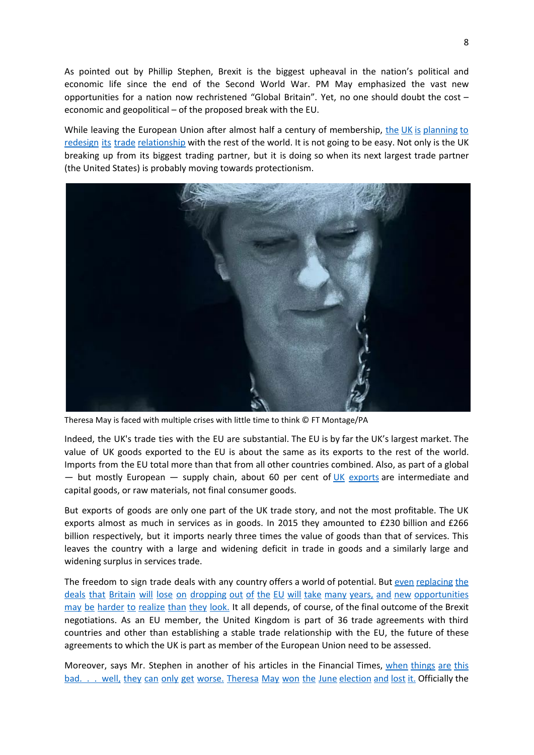As pointed out by Phillip Stephen, Brexit is the biggest upheaval in the nation's political and economic life since the end of the Second World War. PM May emphasized the vast new opportunities for a nation now rechristened "Global Britain". Yet, no one should doubt the cost – economic and geopolitical – of the proposed break with the EU.

While leaving the European Union after almost half a century of membership, the UK is planning to redesign its trade relationship with the rest of the world. It is not going to be easy. Not only is the UK breaking up from its biggest trading partner, but it is doing so when its next largest trade partner (the United States) is probably moving towards protectionism.

Theresa May is faced with multiple crises with little time to think © FT Montage/PA

Indeed, the UK's trade ties with the EU are substantial. The EU is by far the UK's largest market. The value of UK goods exported to the EU is about the same as its exports to the rest of the world. Imports from the EU total more than that from all other countries combined. Also, as part of a global — but mostly European — supply chain, about 60 per cent of UK exports are intermediate and capital goods, or raw materials, not final consumer goods.

But exports of goods are only one part of the UK trade story, and not the most profitable. The UK exports almost as much in services as in goods. In 2015 they amounted to £230 billion and £266 billion respectively, but it imports nearly three times the value of goods than that of services. This leaves the country with a large and widening deficit in trade in goods and a similarly large and widening surplus in services trade.

The freedom to sign trade deals with any country offers a world of potential. But even replacing the deals that Britain will lose on dropping out of the EU will take many years, and new opportunities may be harder to realize than they look. It all depends, of course, of the final outcome of the Brexit negotiations. As an EU member, the United Kingdom is part of 36 trade agreements with third countries and other than establishing a stable trade relationship with the EU, the future of these agreements to which the UK is part as member of the European Union need to be assessed.

Moreover, says Mr. Stephen in another of his articles in the Financial Times, when things are this bad. . . well, they can only get worse. Theresa May won the June election and lost it. Officially the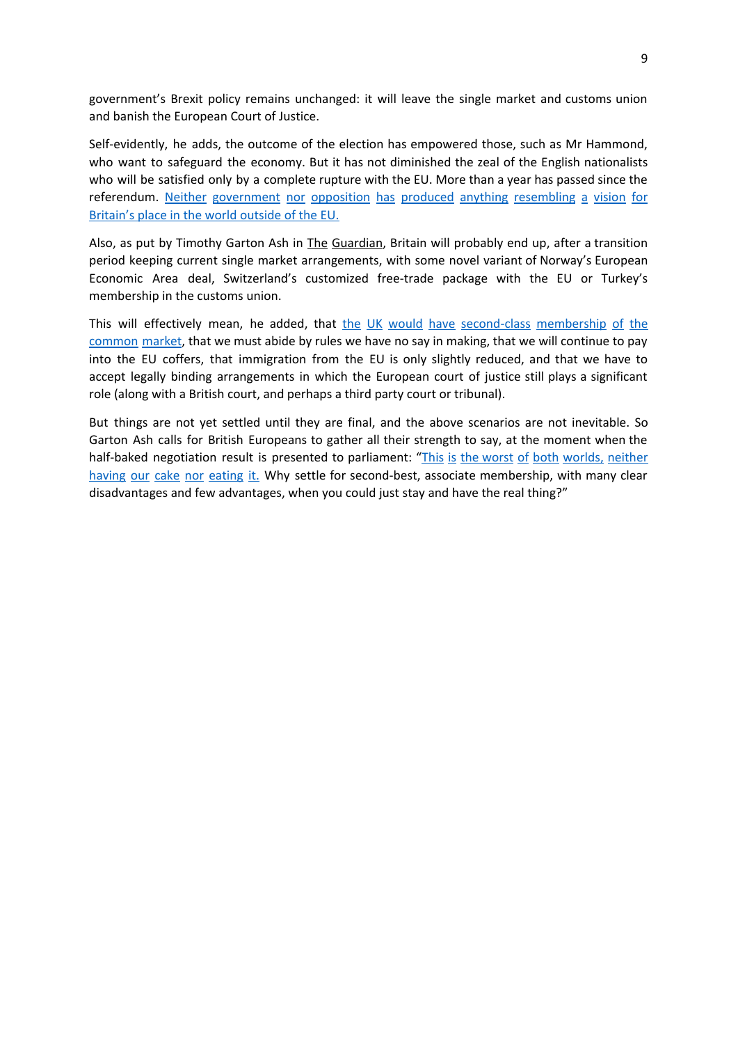government's Brexit policy remains unchanged: it will leave the single market and customs union and banish the European Court of Justice.

Self-evidently, he adds, the outcome of the election has empowered those, such as Mr Hammond, who want to safeguard the economy. But it has not diminished the zeal of the English nationalists who will be satisfied only by a complete rupture with the EU. More than a year has passed since the referendum. Neither government nor opposition has produced anything resembling a vision for Britain's place in the world outside of the EU.

Also, as put by Timothy Garton Ash in The Guardian, Britain will probably end up, after a transition period keeping current single market arrangements, with some novel variant of Norway's European Economic Area deal, Switzerland's customized free-trade package with the EU or Turkey's membership in the customs union.

This will effectively mean, he added, that the UK would have second-class membership of the common market, that we must abide by rules we have no say in making, that we will continue to pay into the EU coffers, that immigration from the EU is only slightly reduced, and that we have to accept legally binding arrangements in which the European court of justice still plays a significant role (along with a British court, and perhaps a third party court or tribunal).

But things are not yet settled until they are final, and the above scenarios are not inevitable. So Garton Ash calls for British Europeans to gather all their strength to say, at the moment when the half-baked negotiation result is presented to parliament: "This is the worst of both worlds, neither having our cake nor eating it. Why settle for second-best, associate membership, with many clear disadvantages and few advantages, when you could just stay and have the real thing?"